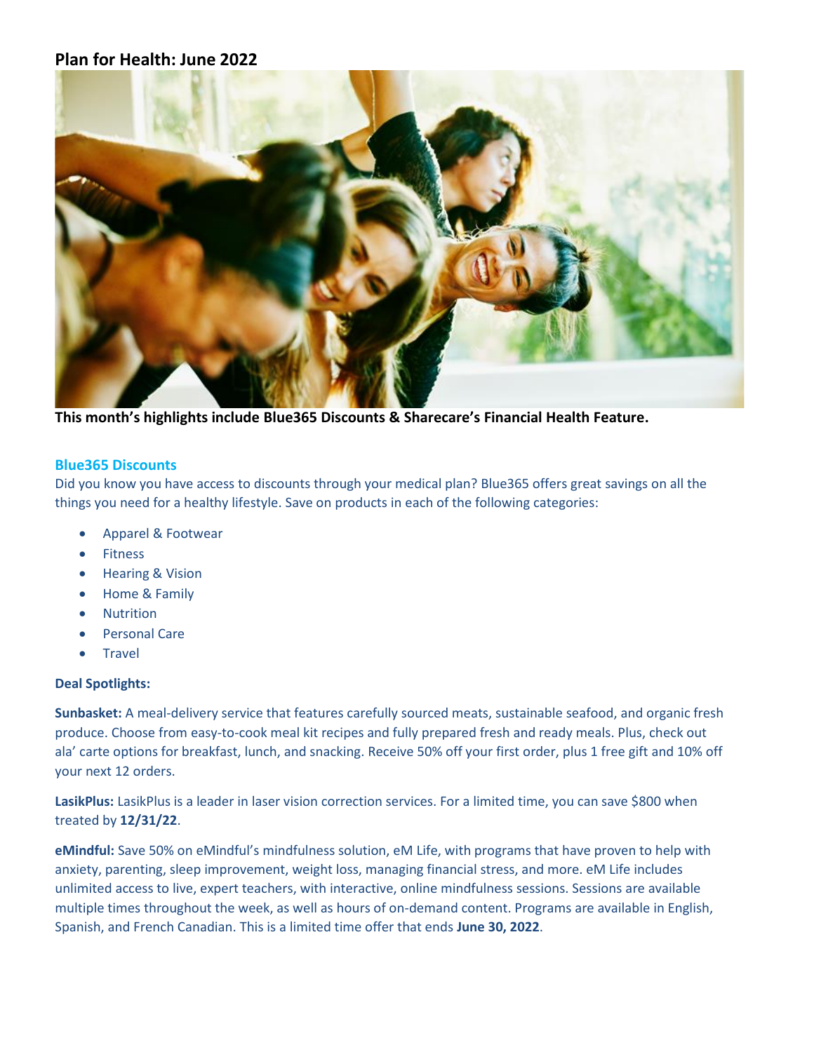# Plan for Health: June 2022

**This month's highlights include Blue365 Discounts & Sharecare's Financial Health Feature.**

## Blue365 Discounts

Did you know you have access to discounts through your medical plan? Blue365 offers great savings on all the things you need for a healthy lifestyle. Save on products in each of the following categories:

- Apparel & Footwear
- Fitness
- Hearing & Vision
- Home & Family
- Nutrition
- Personal Care
- Travel

**Deal Spotlights:**

**Sunbasket:** A meal-delivery service that features carefully sourced meats, sustainable seafood, and organic fresh produce. Choose from easy-to-cook meal kit recipes and fully prepared fresh and ready meals. Plus, check out ala' carte options for breakfast, lunch, and snacking. Receive 50% off your first order, plus 1 free gift and 10% off your next 12 orders.

**LasikPlus:** LasikPlus is a leader in laser vision correction services. For a limited time, you can save $800 when treated by **12/31/22**.

**eMindful:** Save 50% on eMindful's mindfulness solution, eM Life, with programs that have proven to help with anxiety, parenting, sleep improvement, weight loss, managing financial stress, and more. eM Life includes unlimited access to live, expert teachers, with interactive, online mindfulness sessions. Sessions are available multiple times throughout the week, as well as hours of on-demand content. Programs are available in English, Spanish, and French Canadian. This is a limited time offer that ends **June 30, 2022**.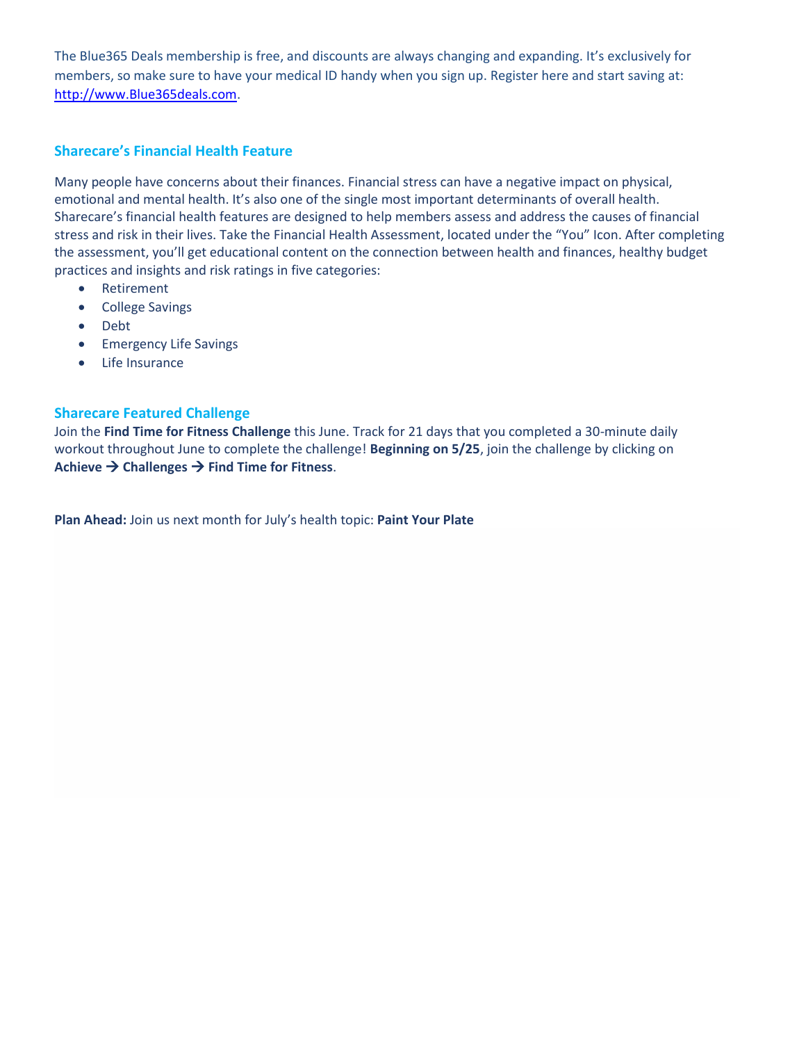The Blue365 Deals membership is free, and discounts are always changing and expanding. It's exclusively for members, so make sure to have your medical ID handy when you sign up. Register here and start saving at: [http://www.Blue365deals.com](http://www.Blue365deals.com).

### Sharecare's Financial Health Feature

Many people have concerns about their finances. Financial stress can have a negative impact on physical, emotional and mental health. It's also one of the single most important determinants of overall health. Sharecare's financial health features are designed to help members assess and address the causes of financial stress and risk in their lives. Take the Financial Health Assessment, located under the "You" Icon. After completing the assessment, you'll get educational content on the connection between health and finances, healthy budget practices and insights and risk ratings in five categories:

- Retirement
- College Savings
- Debt
- Emergency Life Savings
- Life Insurance

### Sharecare Featured Challenge

Join the **Find Time for Fitness Challenge** this June. Track for 21 days that you completed a 30-minute daily workout throughout June to complete the challenge! **Beginning on 5/25**, join the challenge by clicking on **Achieve → Challenges → Find Time for Fitness**.

**Plan Ahead:** Join us next month for July's health topic: **Paint Your Plate**